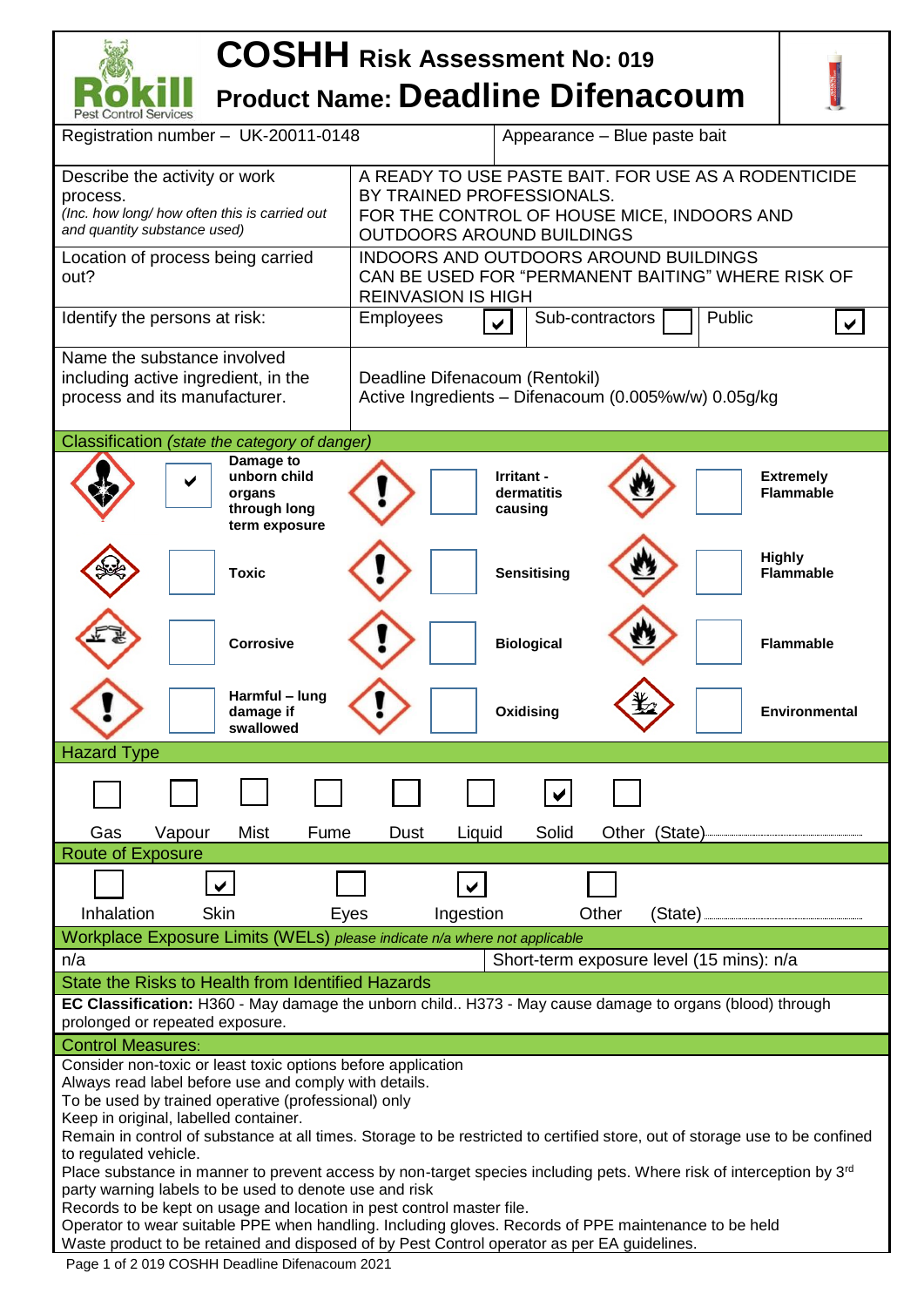# COSHH Risk Assessment No: 019

## Product Name: Deadline Difenacoum

Rokill Pest Control Services

| Registration number – UK-20011-0148 | Appearance – Blue paste bait |
|---|---|

| | |
|---|---|
| Describe the activity or work process. *(Inc. how long/ how often this is carried out and quantity substance used)* | A READY TO USE PASTE BAIT. FOR USE AS A RODENTICIDE BY TRAINED PROFESSIONALS. FOR THE CONTROL OF HOUSE MICE, INDOORS AND OUTDOORS AROUND BUILDINGS |
| Location of process being carried out? | INDOORS AND OUTDOORS AROUND BUILDINGS CAN BE USED FOR "PERMANENT BAITING" WHERE RISK OF REINVASION IS HIGH |
| Identify the persons at risk: | Employees ☑ Sub-contractors ☐ Public ☑ |
| Name the substance involved including active ingredient, in the process and its manufacturer. | Deadline Difenacoum (Rentokil) Active Ingredients – Difenacoum (0.005%w/w) 0.05g/kg |

### Classification *(state the category of danger)*

| | | | | | |
|---|---|---|---|---|---|
| ☑ | Damage to unborn child organs through long term exposure | ☐ | Irritant - dermatitis causing | ☐ | Extremely Flammable |
| ☐ | Toxic | ☐ | Sensitising | ☐ | Highly Flammable |
| ☐ | Corrosive | ☐ | Biological | ☐ | Flammable |
| ☐ | Harmful – lung damage if swallowed | ☐ | Oxidising | ☐ | Environmental |

### Hazard Type

| Gas | Vapour | Mist | Fume | Dust | Liquid | Solid | Other (State) |
|---|---|---|---|---|---|---|---|
| ☐ | ☐ | ☐ | ☐ | ☐ | ☐ | ☑ | ☐ |

### Route of Exposure

| Inhalation | Skin | Eyes | Ingestion | Other (State) |
|---|---|---|---|---|
| ☐ | ☑ | ☐ | ☑ | ☐ |

### Workplace Exposure Limits (WELs) *please indicate n/a where not applicable*

| n/a | Short-term exposure level (15 mins): n/a |
|---|---|

### State the Risks to Health from Identified Hazards

**EC Classification:** H360 - May damage the unborn child.. H373 - May cause damage to organs (blood) through prolonged or repeated exposure.

### Control Measures:

Consider non-toxic or least toxic options before application
Always read label before use and comply with details.
To be used by trained operative (professional) only
Keep in original, labelled container.
Remain in control of substance at all times. Storage to be restricted to certified store, out of storage use to be confined to regulated vehicle.
Place substance in manner to prevent access by non-target species including pets. Where risk of interception by 3rd party warning labels to be used to denote use and risk
Records to be kept on usage and location in pest control master file.
Operator to wear suitable PPE when handling. Including gloves. Records of PPE maintenance to be held
Waste product to be retained and disposed of by Pest Control operator as per EA guidelines.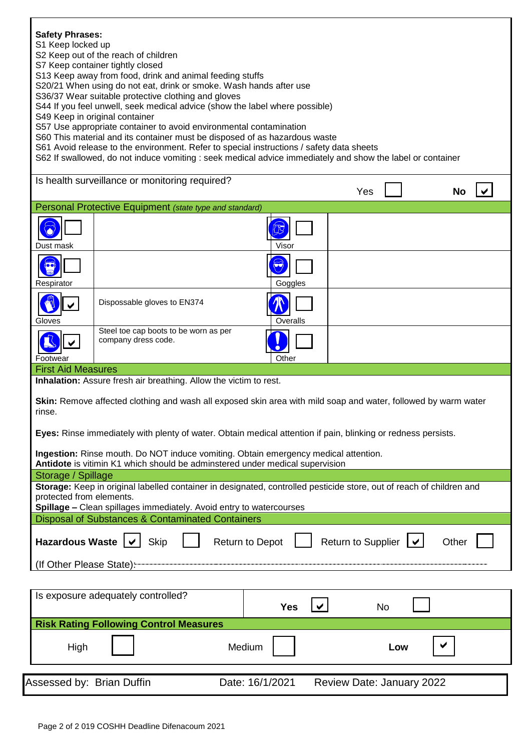**Safety Phrases:**
S1 Keep locked up
S2 Keep out of the reach of children
S7 Keep container tightly closed
S13 Keep away from food, drink and animal feeding stuffs
S20/21 When using do not eat, drink or smoke. Wash hands after use
S36/37 Wear suitable protective clothing and gloves
S44 If you feel unwell, seek medical advice (show the label where possible)
S49 Keep in original container
S57 Use appropriate container to avoid environmental contamination
S60 This material and its container must be disposed of as hazardous waste
S61 Avoid release to the environment. Refer to special instructions / safety data sheets
S62 If swallowed, do not induce vomiting : seek medical advice immediately and show the label or container

| Is health surveillance or monitoring required? | Yes ☐ | **No** ☑ |
|---|---|---|

## Personal Protective Equipment *(state type and standard)*

| | | | |
|---|---|---|---|
| Dust mask ☐ | | Visor ☐ | |
| Respirator ☐ | | Goggles ☐ | |
| Gloves ☑ | Dispossable gloves to EN374 | Overalls ☐ | |
| Footwear ☑ | Steel toe cap boots to be worn as per company dress code. | Other ☐ | |

## First Aid Measures

**Inhalation:** Assure fresh air breathing. Allow the victim to rest.

**Skin:** Remove affected clothing and wash all exposed skin area with mild soap and water, followed by warm water rinse.

**Eyes:** Rinse immediately with plenty of water. Obtain medical attention if pain, blinking or redness persists.

**Ingestion:** Rinse mouth. Do NOT induce vomiting. Obtain emergency medical attention.
**Antidote** is vitimin K1 which should be adminstered under medical supervision

## Storage / Spillage

**Storage:** Keep in original labelled container in designated, controlled pesticide store, out of reach of children and protected from elements.
**Spillage –** Clean spillages immediately. Avoid entry to watercourses

## Disposal of Substances & Contaminated Containers

**Hazardous Waste** ☑ Skip ☐ Return to Depot ☐ Return to Supplier ☑ Other ☐

(If Other Please State):

| Is exposure adequately controlled? | **Yes** ☑ | No ☐ |
|---|---|---|

## Risk Rating Following Control Measures

High ☐ Medium ☐ **Low** ☑

Assessed by: Brian Duffin Date: 16/1/2021 Review Date: January 2022